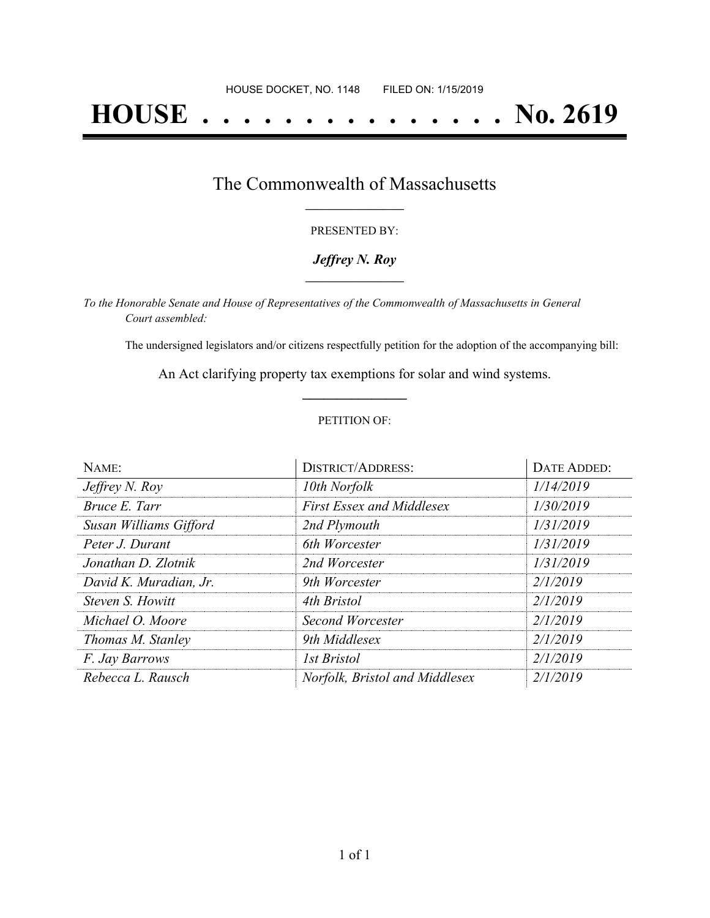HOUSE DOCKET, NO. 1148        FILED ON: 1/15/2019

# HOUSE . . . . . . . . . . . . . . . No. 2619

## The Commonwealth of Massachusetts

PRESENTED BY:

***Jeffrey N. Roy***

*To the Honorable Senate and House of Representatives of the Commonwealth of Massachusetts in General Court assembled:*

The undersigned legislators and/or citizens respectfully petition for the adoption of the accompanying bill:

An Act clarifying property tax exemptions for solar and wind systems.

PETITION OF:

| NAME: | DISTRICT/ADDRESS: | DATE ADDED: |
|---|---|---|
| *Jeffrey N. Roy* | *10th Norfolk* | *1/14/2019* |
| *Bruce E. Tarr* | *First Essex and Middlesex* | *1/30/2019* |
| *Susan Williams Gifford* | *2nd Plymouth* | *1/31/2019* |
| *Peter J. Durant* | *6th Worcester* | *1/31/2019* |
| *Jonathan D. Zlotnik* | *2nd Worcester* | *1/31/2019* |
| *David K. Muradian, Jr.* | *9th Worcester* | *2/1/2019* |
| *Steven S. Howitt* | *4th Bristol* | *2/1/2019* |
| *Michael O. Moore* | *Second Worcester* | *2/1/2019* |
| *Thomas M. Stanley* | *9th Middlesex* | *2/1/2019* |
| *F. Jay Barrows* | *1st Bristol* | *2/1/2019* |
| *Rebecca L. Rausch* | *Norfolk, Bristol and Middlesex* | *2/1/2019* |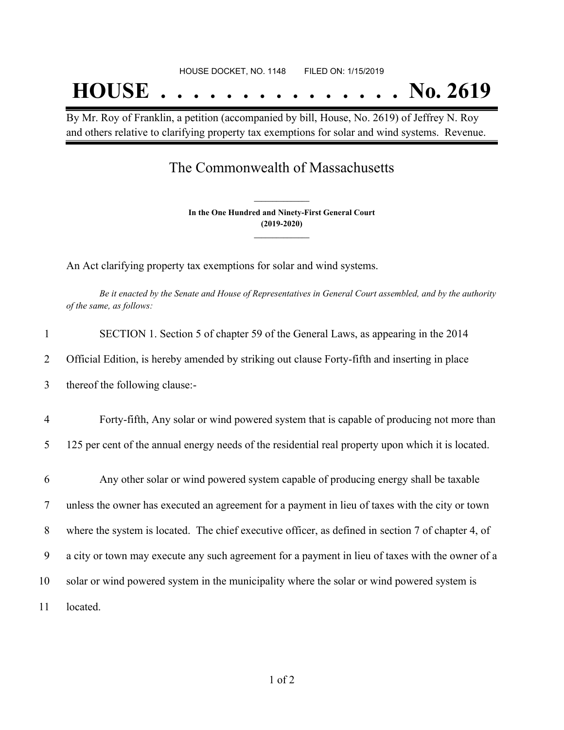HOUSE DOCKET, NO. 1148 FILED ON: 1/15/2019

# HOUSE . . . . . . . . . . . . . . . No. 2619

By Mr. Roy of Franklin, a petition (accompanied by bill, House, No. 2619) of Jeffrey N. Roy and others relative to clarifying property tax exemptions for solar and wind systems. Revenue.

## The Commonwealth of Massachusetts

**In the One Hundred and Ninety-First General Court**
**(2019-2020)**

An Act clarifying property tax exemptions for solar and wind systems.

*Be it enacted by the Senate and House of Representatives in General Court assembled, and by the authority of the same, as follows:*

1 SECTION 1. Section 5 of chapter 59 of the General Laws, as appearing in the 2014
2 Official Edition, is hereby amended by striking out clause Forty-fifth and inserting in place
3 thereof the following clause:-

4 Forty-fifth, Any solar or wind powered system that is capable of producing not more than
5 125 per cent of the annual energy needs of the residential real property upon which it is located.

6 Any other solar or wind powered system capable of producing energy shall be taxable
7 unless the owner has executed an agreement for a payment in lieu of taxes with the city or town
8 where the system is located. The chief executive officer, as defined in section 7 of chapter 4, of
9 a city or town may execute any such agreement for a payment in lieu of taxes with the owner of a
10 solar or wind powered system in the municipality where the solar or wind powered system is
11 located.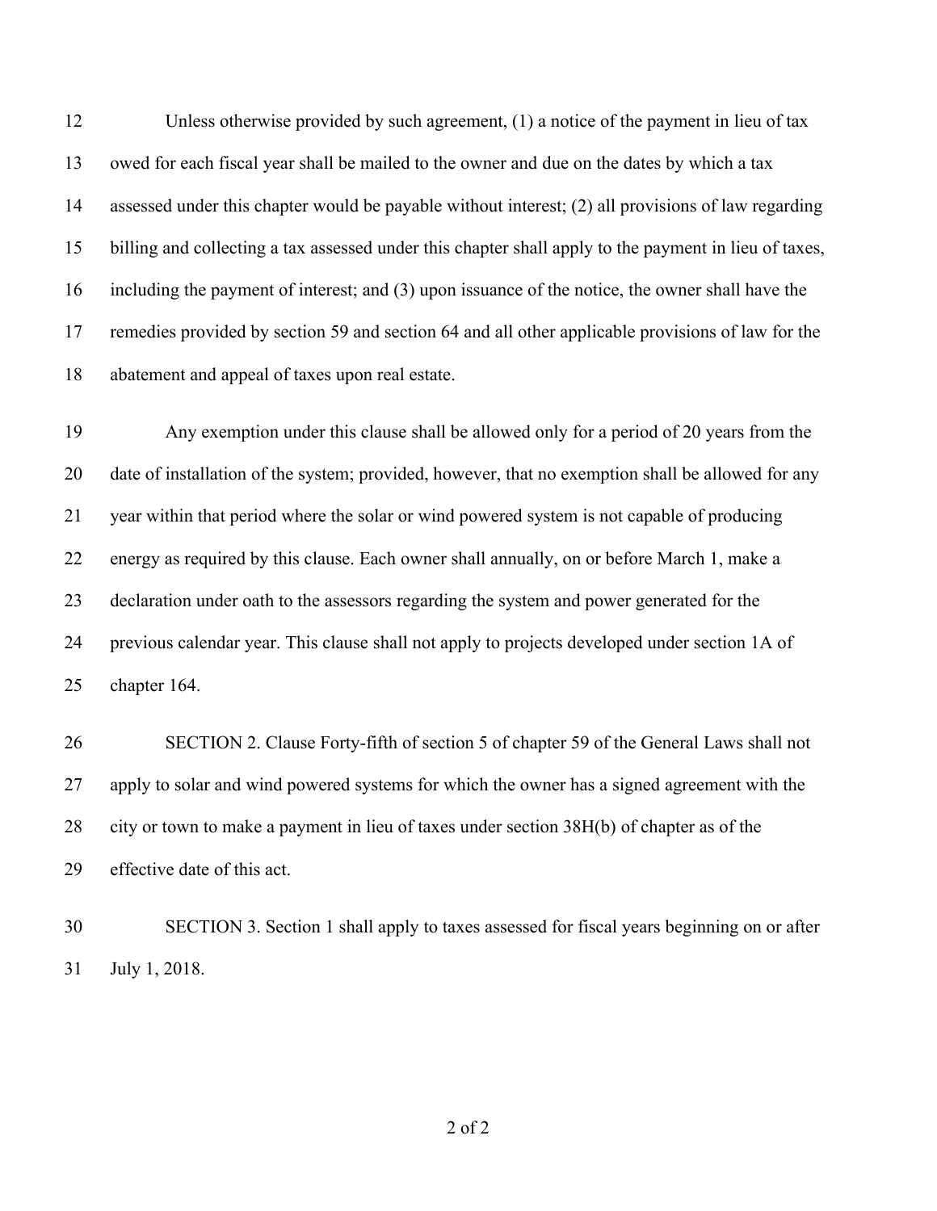Unless otherwise provided by such agreement, (1) a notice of the payment in lieu of tax owed for each fiscal year shall be mailed to the owner and due on the dates by which a tax assessed under this chapter would be payable without interest; (2) all provisions of law regarding billing and collecting a tax assessed under this chapter shall apply to the payment in lieu of taxes, including the payment of interest; and (3) upon issuance of the notice, the owner shall have the remedies provided by section 59 and section 64 and all other applicable provisions of law for the abatement and appeal of taxes upon real estate.

Any exemption under this clause shall be allowed only for a period of 20 years from the date of installation of the system; provided, however, that no exemption shall be allowed for any year within that period where the solar or wind powered system is not capable of producing energy as required by this clause. Each owner shall annually, on or before March 1, make a declaration under oath to the assessors regarding the system and power generated for the previous calendar year. This clause shall not apply to projects developed under section 1A of chapter 164.

SECTION 2. Clause Forty-fifth of section 5 of chapter 59 of the General Laws shall not apply to solar and wind powered systems for which the owner has a signed agreement with the city or town to make a payment in lieu of taxes under section 38H(b) of chapter as of the effective date of this act.

SECTION 3. Section 1 shall apply to taxes assessed for fiscal years beginning on or after July 1, 2018.